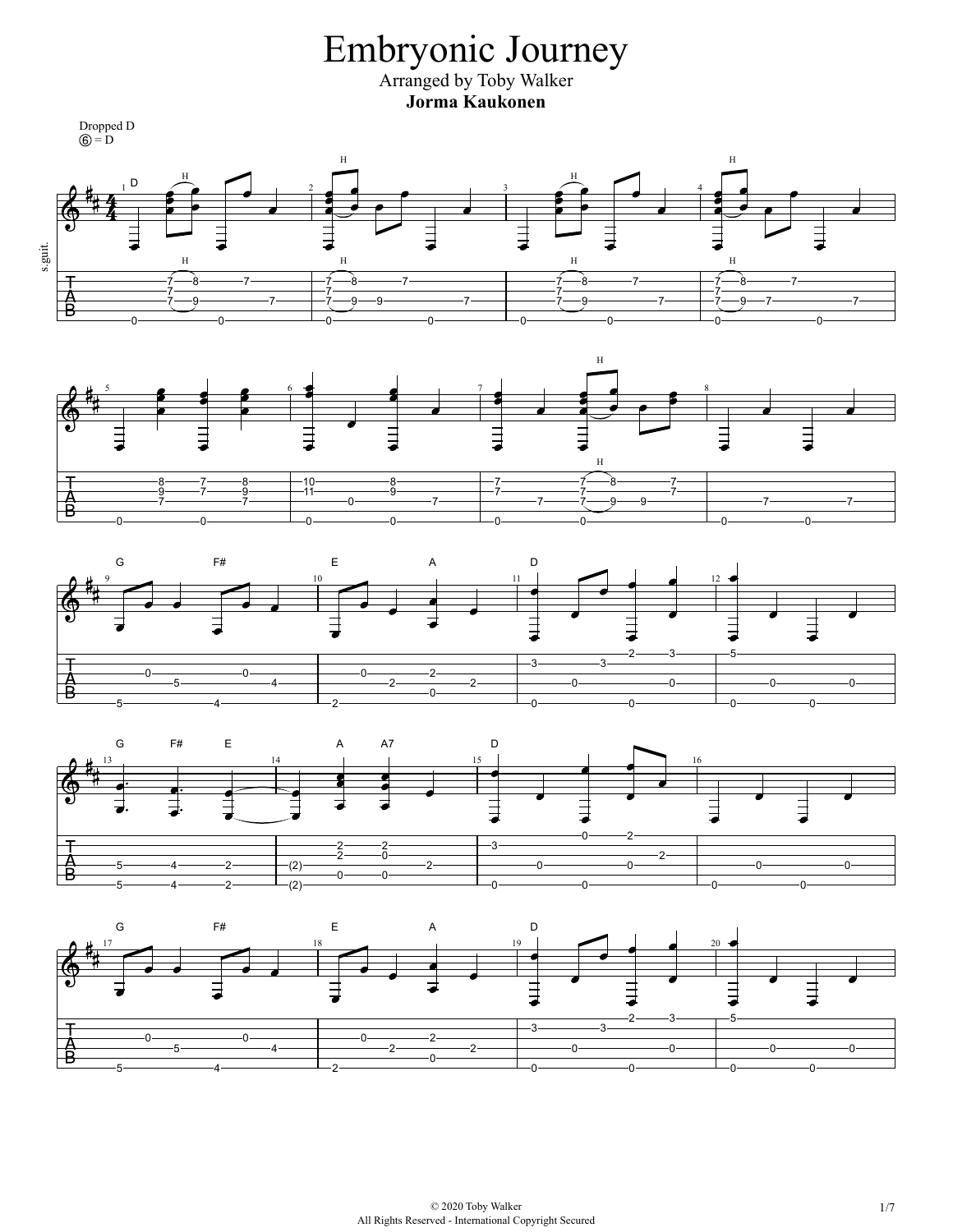# Embryonic Journey

Arranged by Toby Walker

**Jorma Kaukonen**

Dropped D
⑥ = D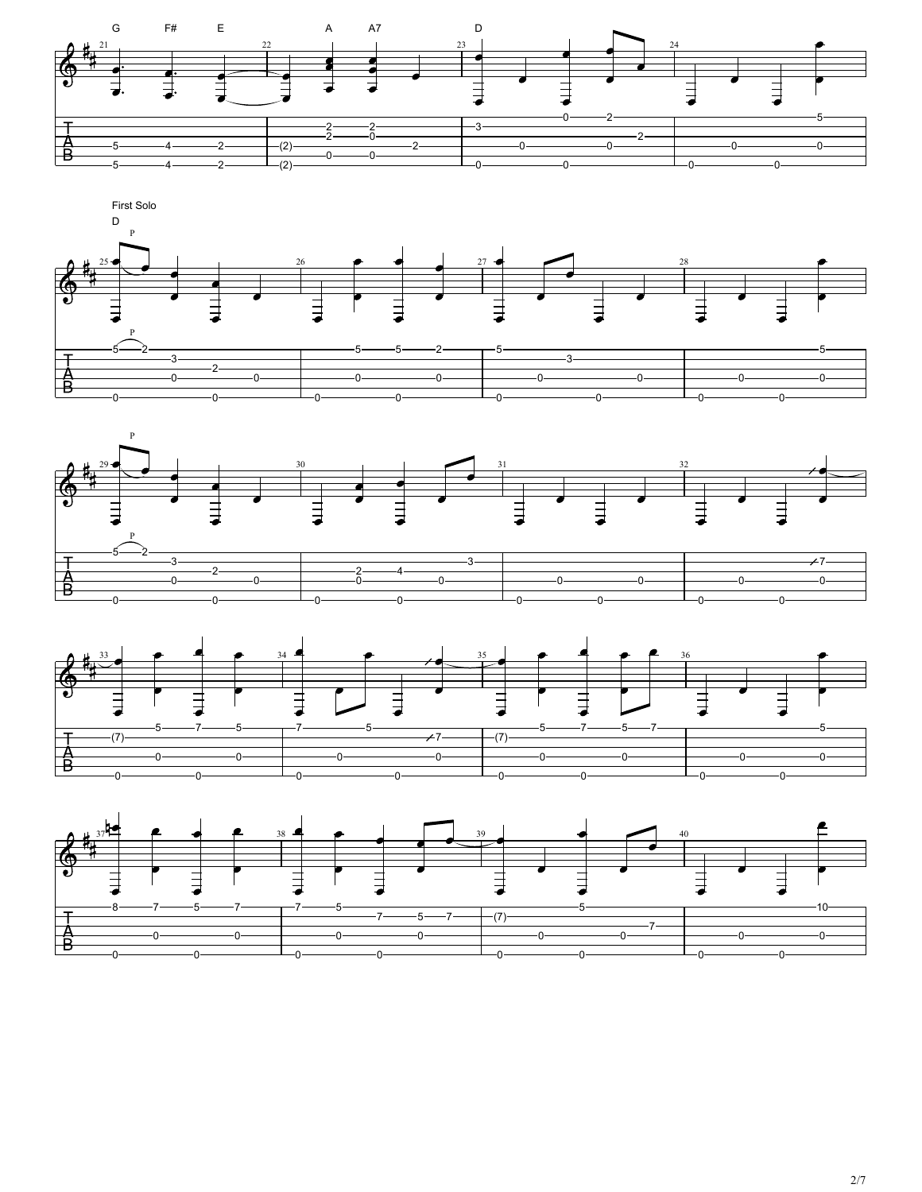First Solo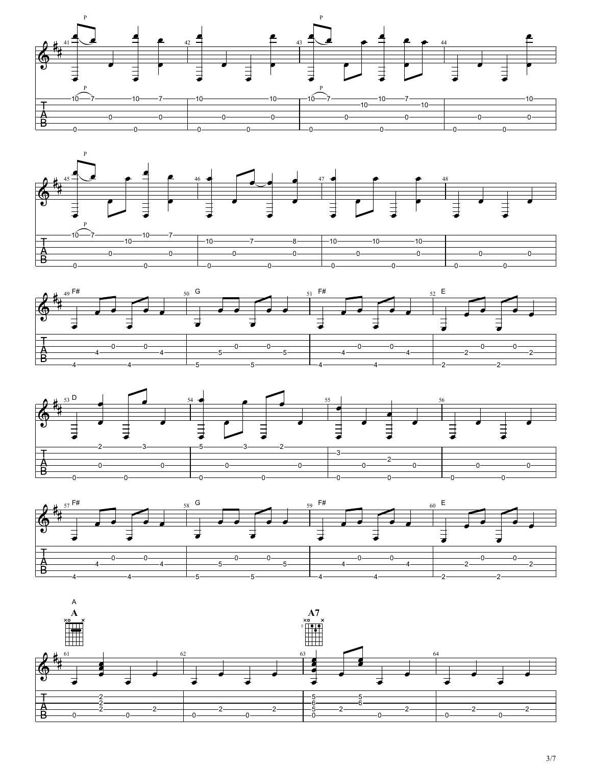F# G F# E

D

F# G F# E

A

**A**

**A7**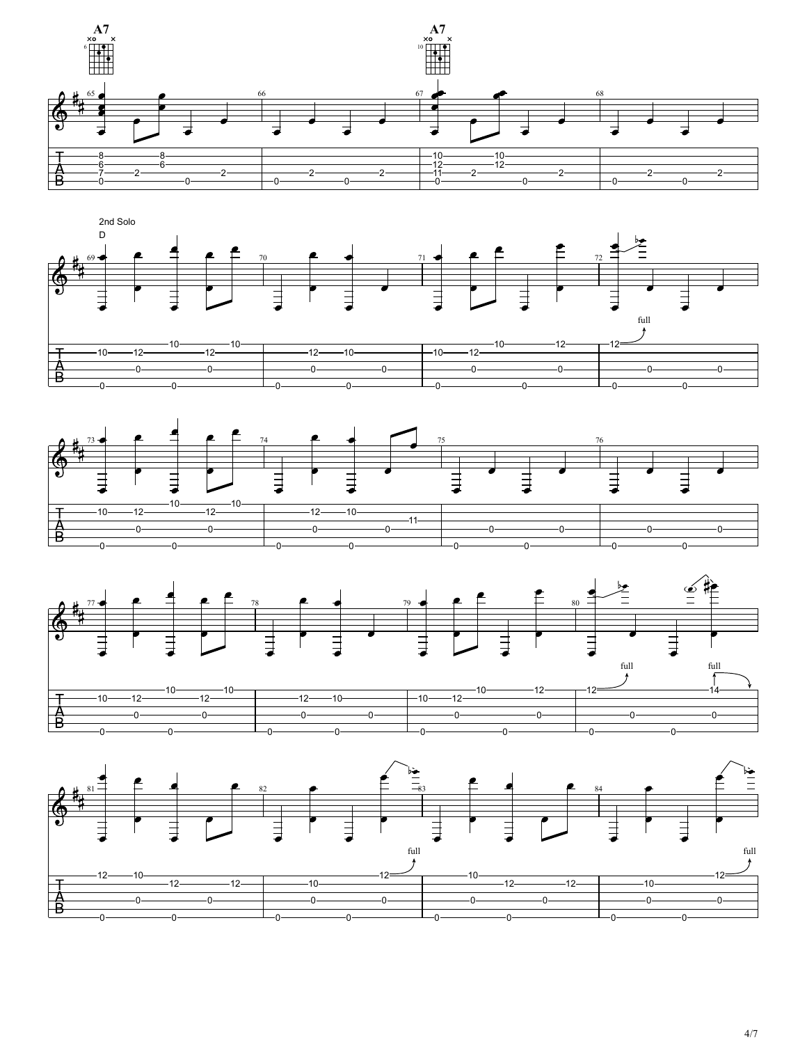A7

A7

2nd Solo

D

full

full

full

full

full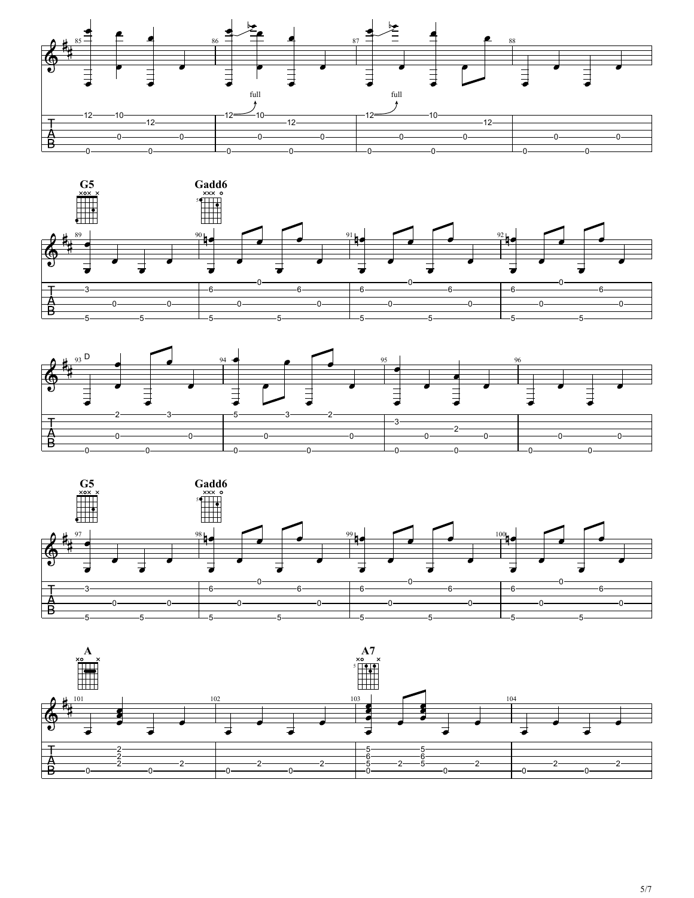full

full

G5

Gadd6

D

G5

Gadd6

A

A7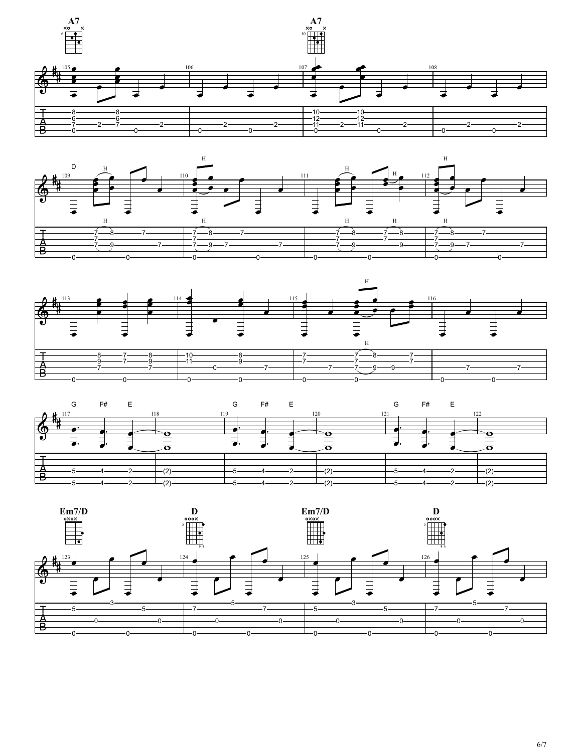A7

A7

D

G F# E

G F# E

G F# E

Em7/D

D

Em7/D

D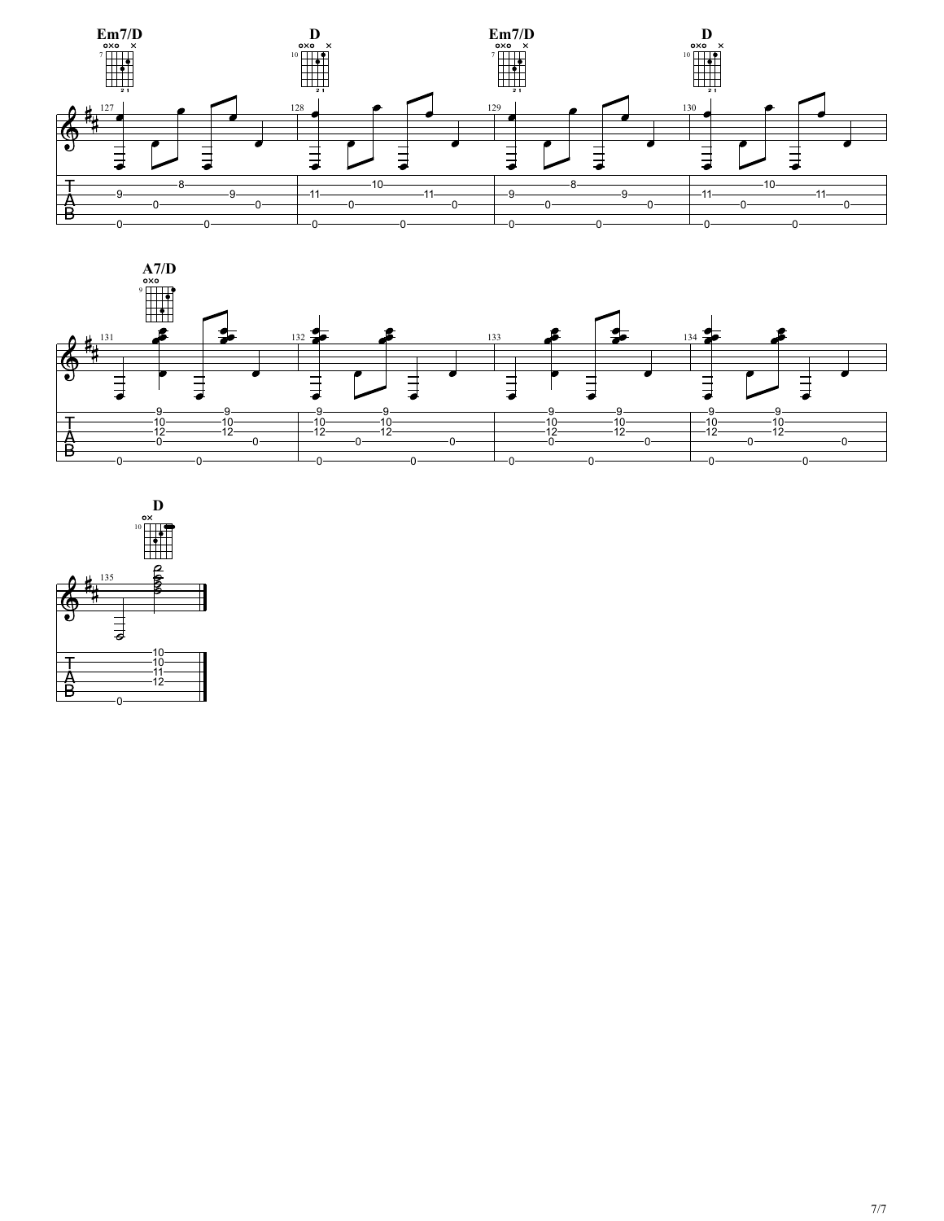Em7/D D Em7/D D

A7/D

D